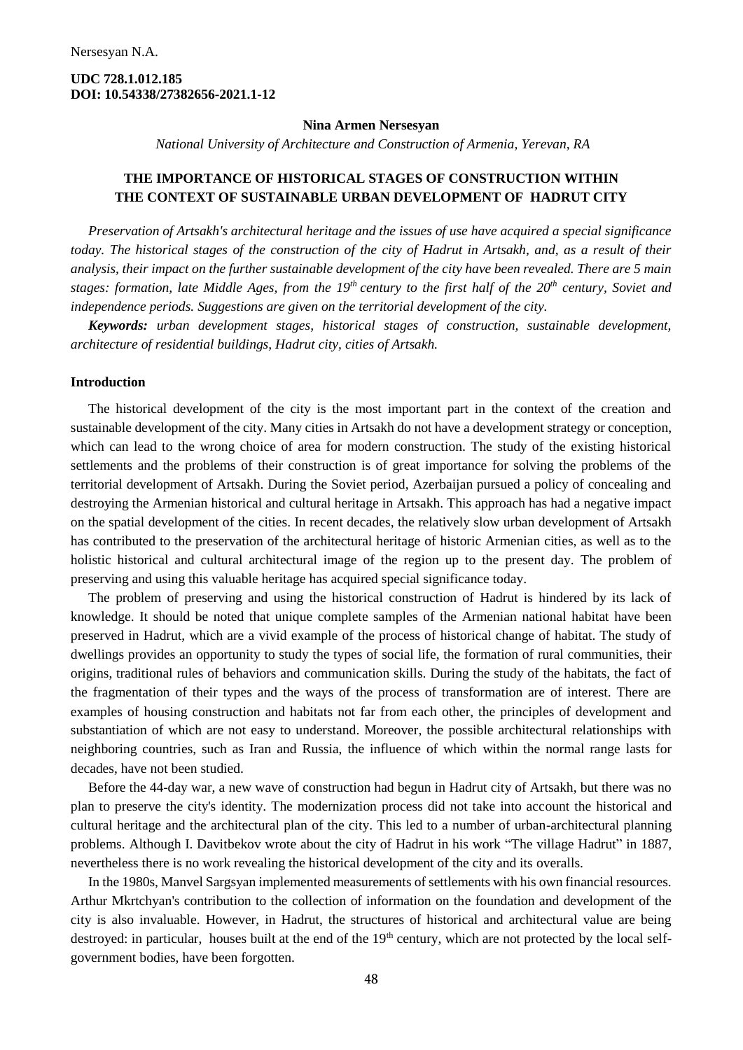**UDC 728.1.012.185**
**DOI: 10.54338/27382656-2021.1-12**

**Nina Armen Nersesyan**

*National University of Architecture and Construction of Armenia, Yerevan, RA*

# THE IMPORTANCE OF HISTORICAL STAGES OF CONSTRUCTION WITHIN THE CONTEXT OF SUSTAINABLE URBAN DEVELOPMENT OF HADRUT CITY

*Preservation of Artsakh's architectural heritage and the issues of use have acquired a special significance today. The historical stages of the construction of the city of Hadrut in Artsakh, and, as a result of their analysis, their impact on the further sustainable development of the city have been revealed. There are 5 main stages: formation, late Middle Ages, from the 19th century to the first half of the 20th century, Soviet and independence periods. Suggestions are given on the territorial development of the city.*

***Keywords:*** *urban development stages, historical stages of construction, sustainable development, architecture of residential buildings, Hadrut city, cities of Artsakh.*

## Introduction

The historical development of the city is the most important part in the context of the creation and sustainable development of the city. Many cities in Artsakh do not have a development strategy or conception, which can lead to the wrong choice of area for modern construction. The study of the existing historical settlements and the problems of their construction is of great importance for solving the problems of the territorial development of Artsakh. During the Soviet period, Azerbaijan pursued a policy of concealing and destroying the Armenian historical and cultural heritage in Artsakh. This approach has had a negative impact on the spatial development of the cities. In recent decades, the relatively slow urban development of Artsakh has contributed to the preservation of the architectural heritage of historic Armenian cities, as well as to the holistic historical and cultural architectural image of the region up to the present day. The problem of preserving and using this valuable heritage has acquired special significance today.

The problem of preserving and using the historical construction of Hadrut is hindered by its lack of knowledge. It should be noted that unique complete samples of the Armenian national habitat have been preserved in Hadrut, which are a vivid example of the process of historical change of habitat. The study of dwellings provides an opportunity to study the types of social life, the formation of rural communities, their origins, traditional rules of behaviors and communication skills. During the study of the habitats, the fact of the fragmentation of their types and the ways of the process of transformation are of interest. There are examples of housing construction and habitats not far from each other, the principles of development and substantiation of which are not easy to understand. Moreover, the possible architectural relationships with neighboring countries, such as Iran and Russia, the influence of which within the normal range lasts for decades, have not been studied.

Before the 44-day war, a new wave of construction had begun in Hadrut city of Artsakh, but there was no plan to preserve the city's identity. The modernization process did not take into account the historical and cultural heritage and the architectural plan of the city. This led to a number of urban-architectural planning problems. Although I. Davitbekov wrote about the city of Hadrut in his work "The village Hadrut" in 1887, nevertheless there is no work revealing the historical development of the city and its overalls.

In the 1980s, Manvel Sargsyan implemented measurements of settlements with his own financial resources. Arthur Mkrtchyan's contribution to the collection of information on the foundation and development of the city is also invaluable. However, in Hadrut, the structures of historical and architectural value are being destroyed: in particular, houses built at the end of the 19th century, which are not protected by the local self-government bodies, have been forgotten.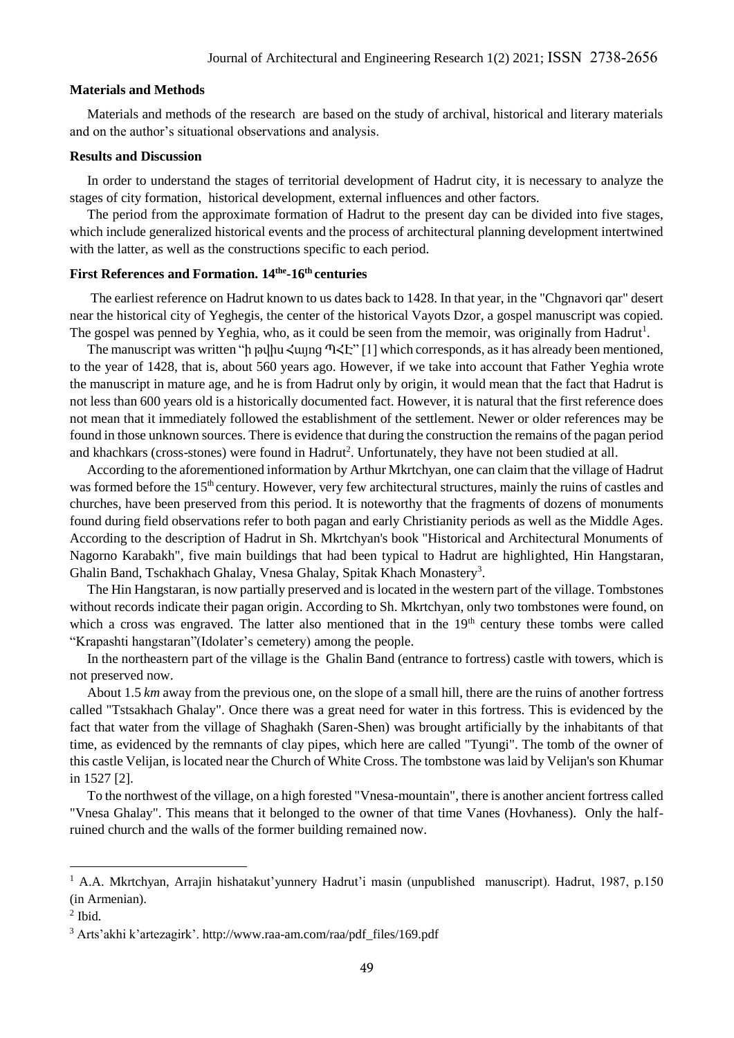### Materials and Methods

Materials and methods of the research are based on the study of archival, historical and literary materials and on the author's situational observations and analysis.

### Results and Discussion

In order to understand the stages of territorial development of Hadrut city, it is necessary to analyze the stages of city formation, historical development, external influences and other factors.

The period from the approximate formation of Hadrut to the present day can be divided into five stages, which include generalized historical events and the process of architectural planning development intertwined with the latter, as well as the constructions specific to each period.

### First References and Formation. 14$^{the}$-16$^{th}$ centuries

The earliest reference on Hadrut known to us dates back to 1428. In that year, in the "Chgnavori qar" desert near the historical city of Yeghegis, the center of the historical Vayots Dzor, a gospel manuscript was copied. The gospel was penned by Yeghia, who, as it could be seen from the memoir, was originally from Hadrut[1].

The manuscript was written "ի թվին Հայոց ՊՀԷ" [1] which corresponds, as it has already been mentioned, to the year of 1428, that is, about 560 years ago. However, if we take into account that Father Yeghia wrote the manuscript in mature age, and he is from Hadrut only by origin, it would mean that the fact that Hadrut is not less than 600 years old is a historically documented fact. However, it is natural that the first reference does not mean that it immediately followed the establishment of the settlement. Newer or older references may be found in those unknown sources. There is evidence that during the construction the remains of the pagan period and khachkars (cross-stones) were found in Hadrut[2]. Unfortunately, they have not been studied at all.

According to the aforementioned information by Arthur Mkrtchyan, one can claim that the village of Hadrut was formed before the 15$^{th}$ century. However, very few architectural structures, mainly the ruins of castles and churches, have been preserved from this period. It is noteworthy that the fragments of dozens of monuments found during field observations refer to both pagan and early Christianity periods as well as the Middle Ages. According to the description of Hadrut in Sh. Mkrtchyan's book "Historical and Architectural Monuments of Nagorno Karabakh", five main buildings that had been typical to Hadrut are highlighted, Hin Hangstaran, Ghalin Band, Tschakhach Ghalay, Vnesa Ghalay, Spitak Khach Monastery[3].

The Hin Hangstaran, is now partially preserved and is located in the western part of the village. Tombstones without records indicate their pagan origin. According to Sh. Mkrtchyan, only two tombstones were found, on which a cross was engraved. The latter also mentioned that in the 19$^{th}$ century these tombs were called "Krapashti hangstaran"(Idolater's cemetery) among the people.

In the northeastern part of the village is the Ghalin Band (entrance to fortress) castle with towers, which is not preserved now.

About 1.5 *km* away from the previous one, on the slope of a small hill, there are the ruins of another fortress called "Tstsakhach Ghalay". Once there was a great need for water in this fortress. This is evidenced by the fact that water from the village of Shaghakh (Saren-Shen) was brought artificially by the inhabitants of that time, as evidenced by the remnants of clay pipes, which here are called "Tyungi". The tomb of the owner of this castle Velijan, is located near the Church of White Cross. The tombstone was laid by Velijan's son Khumar in 1527 [2].

To the northwest of the village, on a high forested "Vnesa-mountain", there is another ancient fortress called "Vnesa Ghalay". This means that it belonged to the owner of that time Vanes (Hovhaness). Only the half-ruined church and the walls of the former building remained now.

---

[1] A.A. Mkrtchyan, Arrajin hishatakut'yunnery Hadrut'i masin (unpublished manuscript). Hadrut, 1987, p.150 (in Armenian).

[2] Ibid.

[3] Arts'akhi k'artezagirk'. http://www.raa-am.com/raa/pdf_files/169.pdf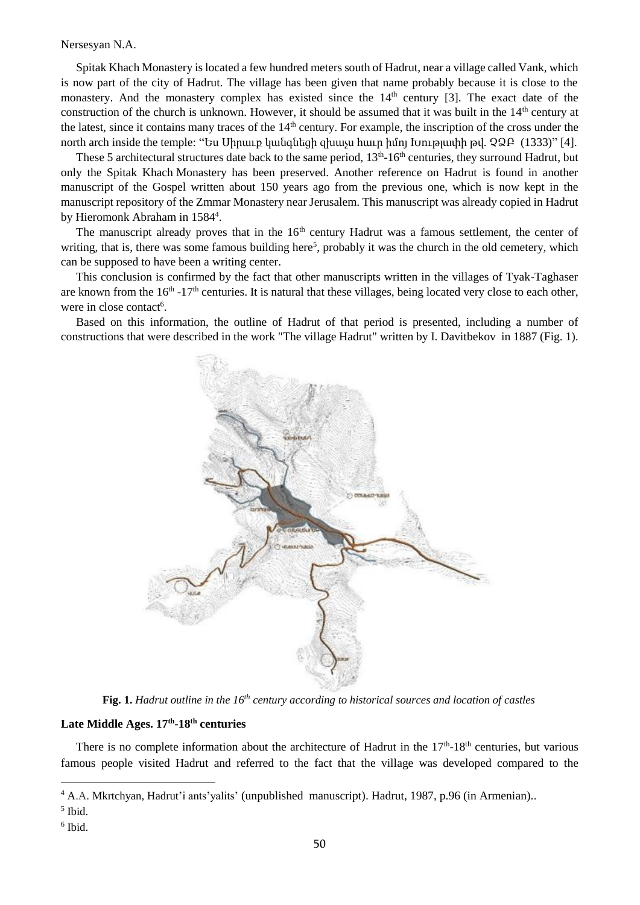Spitak Khach Monastery is located a few hundred meters south of Hadrut, near a village called Vank, which is now part of the city of Hadrut. The village has been given that name probably because it is close to the monastery. And the monastery complex has existed since the 14th century [3]. The exact date of the construction of the church is unknown. However, it should be assumed that it was built in the 14th century at the latest, since it contains many traces of the 14th century. For example, the inscription of the cross under the north arch inside the temple: "Ես Սիրաւք կանգնեցի զխաչս հաւր հմոյ Խութլափի թվ. ՉՁԲ (1333)" [4].

These 5 architectural structures date back to the same period, 13th-16th centuries, they surround Hadrut, but only the Spitak Khach Monastery has been preserved. Another reference on Hadrut is found in another manuscript of the Gospel written about 150 years ago from the previous one, which is now kept in the manuscript repository of the Zmmar Monastery near Jerusalem. This manuscript was already copied in Hadrut by Hieromonk Abraham in 1584[4].

The manuscript already proves that in the 16th century Hadrut was a famous settlement, the center of writing, that is, there was some famous building here[5], probably it was the church in the old cemetery, which can be supposed to have been a writing center.

This conclusion is confirmed by the fact that other manuscripts written in the villages of Tyak-Taghaser are known from the 16th -17th centuries. It is natural that these villages, being located very close to each other, were in close contact[6].

Based on this information, the outline of Hadrut of that period is presented, including a number of constructions that were described in the work "The village Hadrut" written by I. Davitbekov in 1887 (Fig. 1).

**Fig. 1.** *Hadrut outline in the 16th century according to historical sources and location of castles*

### Late Middle Ages. 17th-18th centuries

There is no complete information about the architecture of Hadrut in the 17th-18th centuries, but various famous people visited Hadrut and referred to the fact that the village was developed compared to the

---

[4] A.A. Mkrtchyan, Hadrut'i ants'yalits' (unpublished manuscript). Hadrut, 1987, p.96 (in Armenian)..

[5] Ibid.

[6] Ibid.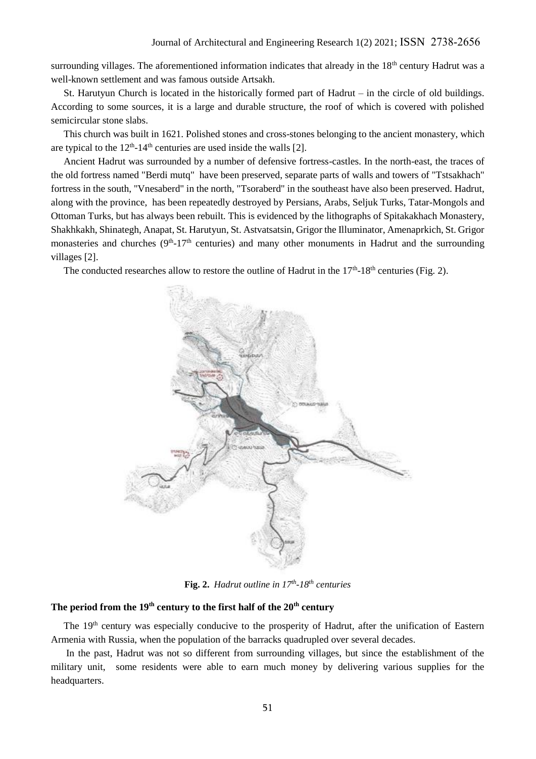surrounding villages. The aforementioned information indicates that already in the 18th century Hadrut was a well-known settlement and was famous outside Artsakh.

St. Harutyun Church is located in the historically formed part of Hadrut – in the circle of old buildings. According to some sources, it is a large and durable structure, the roof of which is covered with polished semicircular stone slabs.

This church was built in 1621. Polished stones and cross-stones belonging to the ancient monastery, which are typical to the 12th-14th centuries are used inside the walls [2].

Ancient Hadrut was surrounded by a number of defensive fortress-castles. In the north-east, the traces of the old fortress named "Berdi mutq" have been preserved, separate parts of walls and towers of "Tstsakhach" fortress in the south, "Vnesaberd" in the north, "Tsoraberd" in the southeast have also been preserved. Hadrut, along with the province, has been repeatedly destroyed by Persians, Arabs, Seljuk Turks, Tatar-Mongols and Ottoman Turks, but has always been rebuilt. This is evidenced by the lithographs of Spitakakhach Monastery, Shakhkakh, Shinategh, Anapat, St. Harutyun, St. Astvatsatsin, Grigor the Illuminator, Amenaprkich, St. Grigor monasteries and churches (9th-17th centuries) and many other monuments in Hadrut and the surrounding villages [2].

The conducted researches allow to restore the outline of Hadrut in the 17th-18th centuries (Fig. 2).

**Fig. 2.** *Hadrut outline in 17th-18th centuries*

## The period from the 19th century to the first half of the 20th century

The 19th century was especially conducive to the prosperity of Hadrut, after the unification of Eastern Armenia with Russia, when the population of the barracks quadrupled over several decades.

In the past, Hadrut was not so different from surrounding villages, but since the establishment of the military unit, some residents were able to earn much money by delivering various supplies for the headquarters.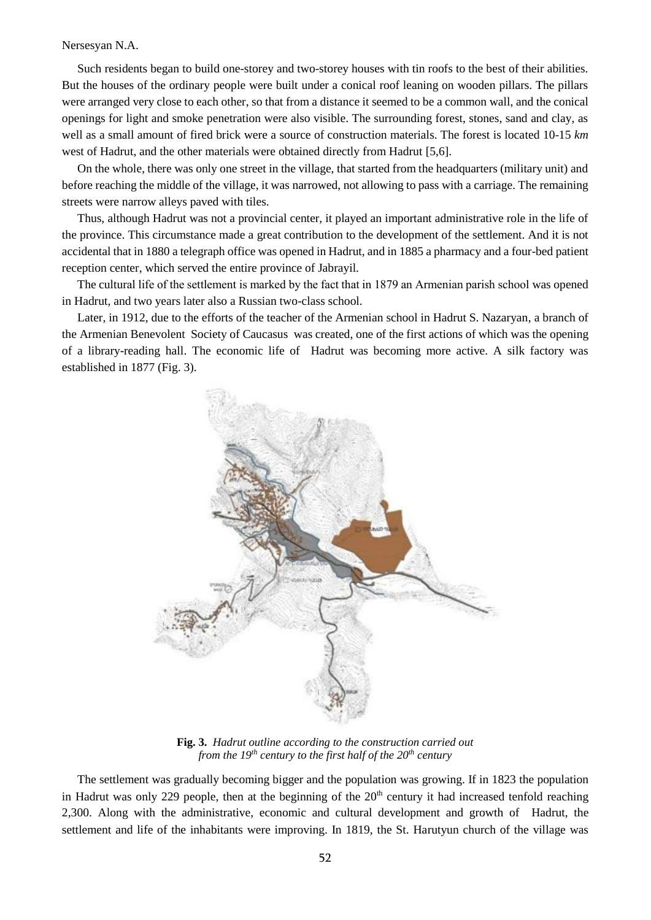Such residents began to build one-storey and two-storey houses with tin roofs to the best of their abilities. But the houses of the ordinary people were built under a conical roof leaning on wooden pillars. The pillars were arranged very close to each other, so that from a distance it seemed to be a common wall, and the conical openings for light and smoke penetration were also visible. The surrounding forest, stones, sand and clay, as well as a small amount of fired brick were a source of construction materials. The forest is located 10-15 *km* west of Hadrut, and the other materials were obtained directly from Hadrut [5,6].

On the whole, there was only one street in the village, that started from the headquarters (military unit) and before reaching the middle of the village, it was narrowed, not allowing to pass with a carriage. The remaining streets were narrow alleys paved with tiles.

Thus, although Hadrut was not a provincial center, it played an important administrative role in the life of the province. This circumstance made a great contribution to the development of the settlement. And it is not accidental that in 1880 a telegraph office was opened in Hadrut, and in 1885 a pharmacy and a four-bed patient reception center, which served the entire province of Jabrayil.

The cultural life of the settlement is marked by the fact that in 1879 an Armenian parish school was opened in Hadrut, and two years later also a Russian two-class school.

Later, in 1912, due to the efforts of the teacher of the Armenian school in Hadrut S. Nazaryan, a branch of the Armenian Benevolent Society of Caucasus was created, one of the first actions of which was the opening of a library-reading hall. The economic life of Hadrut was becoming more active. A silk factory was established in 1877 (Fig. 3).

**Fig. 3.** *Hadrut outline according to the construction carried out from the 19th century to the first half of the 20th century*

The settlement was gradually becoming bigger and the population was growing. If in 1823 the population in Hadrut was only 229 people, then at the beginning of the 20th century it had increased tenfold reaching 2,300. Along with the administrative, economic and cultural development and growth of Hadrut, the settlement and life of the inhabitants were improving. In 1819, the St. Harutyun church of the village was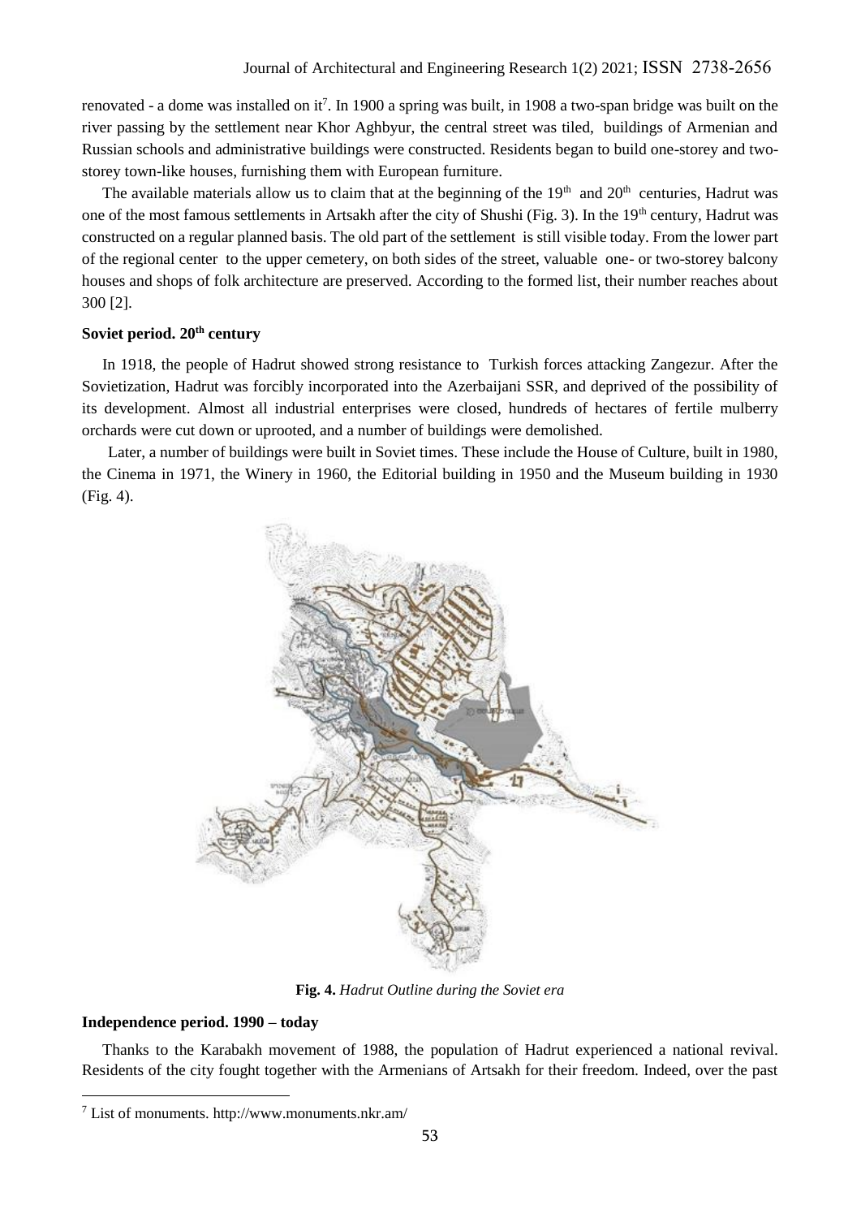renovated - a dome was installed on it[7]. In 1900 a spring was built, in 1908 a two-span bridge was built on the river passing by the settlement near Khor Aghbyur, the central street was tiled, buildings of Armenian and Russian schools and administrative buildings were constructed. Residents began to build one-storey and two-storey town-like houses, furnishing them with European furniture.

The available materials allow us to claim that at the beginning of the 19th and 20th centuries, Hadrut was one of the most famous settlements in Artsakh after the city of Shushi (Fig. 3). In the 19th century, Hadrut was constructed on a regular planned basis. The old part of the settlement is still visible today. From the lower part of the regional center to the upper cemetery, on both sides of the street, valuable one- or two-storey balcony houses and shops of folk architecture are preserved. According to the formed list, their number reaches about 300 [2].

### Soviet period. 20th century

In 1918, the people of Hadrut showed strong resistance to Turkish forces attacking Zangezur. After the Sovietization, Hadrut was forcibly incorporated into the Azerbaijani SSR, and deprived of the possibility of its development. Almost all industrial enterprises were closed, hundreds of hectares of fertile mulberry orchards were cut down or uprooted, and a number of buildings were demolished.

Later, a number of buildings were built in Soviet times. These include the House of Culture, built in 1980, the Cinema in 1971, the Winery in 1960, the Editorial building in 1950 and the Museum building in 1930 (Fig. 4).

**Fig. 4.** *Hadrut Outline during the Soviet era*

### Independence period. 1990 – today

Thanks to the Karabakh movement of 1988, the population of Hadrut experienced a national revival. Residents of the city fought together with the Armenians of Artsakh for their freedom. Indeed, over the past

---

[7] List of monuments. http://www.monuments.nkr.am/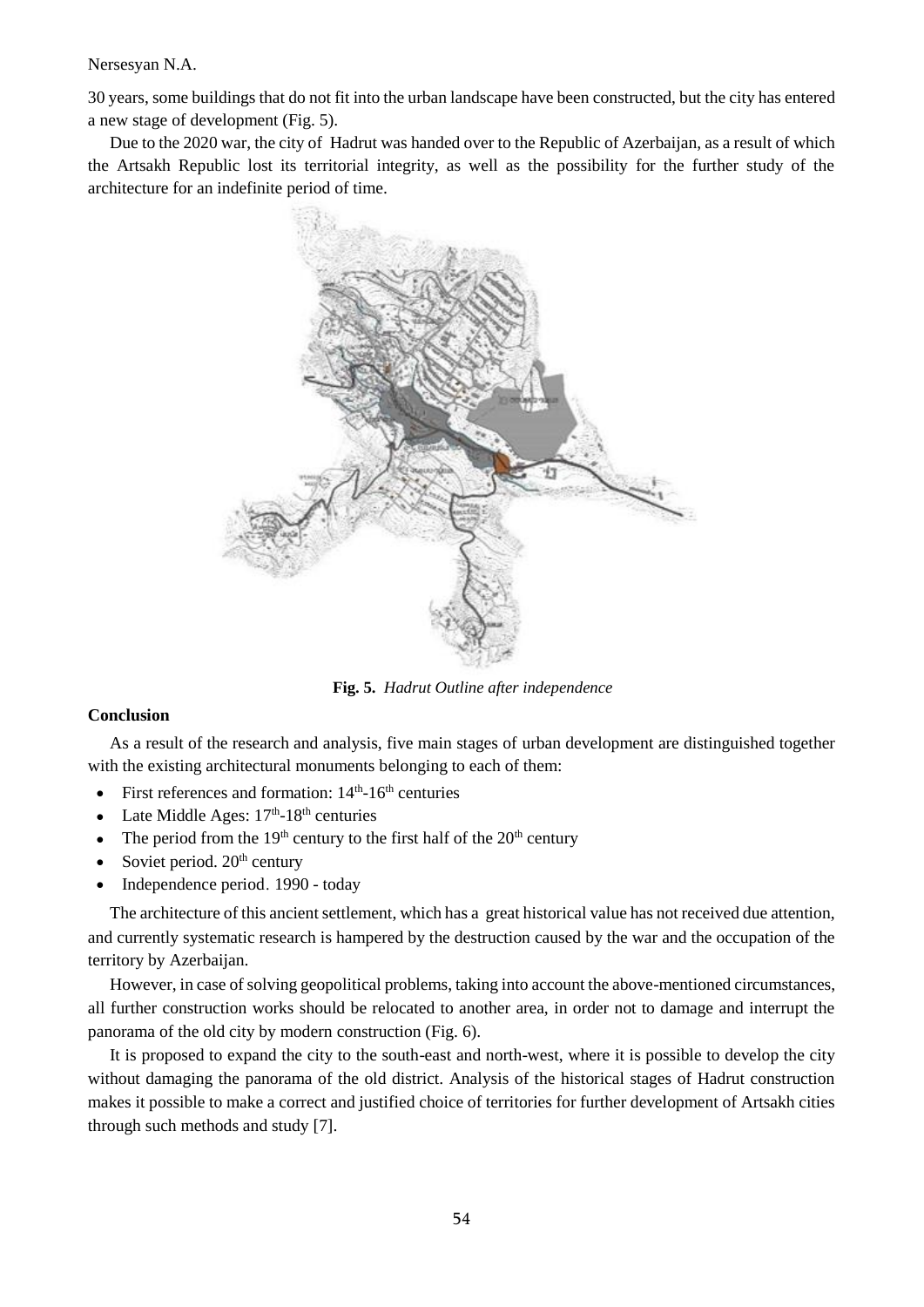30 years, some buildings that do not fit into the urban landscape have been constructed, but the city has entered a new stage of development (Fig. 5).

Due to the 2020 war, the city of Hadrut was handed over to the Republic of Azerbaijan, as a result of which the Artsakh Republic lost its territorial integrity, as well as the possibility for the further study of the architecture for an indefinite period of time.

**Fig. 5.** *Hadrut Outline after independence*

**Conclusion**

As a result of the research and analysis, five main stages of urban development are distinguished together with the existing architectural monuments belonging to each of them:

- First references and formation: 14th-16th centuries
- Late Middle Ages: 17th-18th centuries
- The period from the 19th century to the first half of the 20th century
- Soviet period. 20th century
- Independence period. 1990 - today

The architecture of this ancient settlement, which has a great historical value has not received due attention, and currently systematic research is hampered by the destruction caused by the war and the occupation of the territory by Azerbaijan.

However, in case of solving geopolitical problems, taking into account the above-mentioned circumstances, all further construction works should be relocated to another area, in order not to damage and interrupt the panorama of the old city by modern construction (Fig. 6).

It is proposed to expand the city to the south-east and north-west, where it is possible to develop the city without damaging the panorama of the old district. Analysis of the historical stages of Hadrut construction makes it possible to make a correct and justified choice of territories for further development of Artsakh cities through such methods and study [7].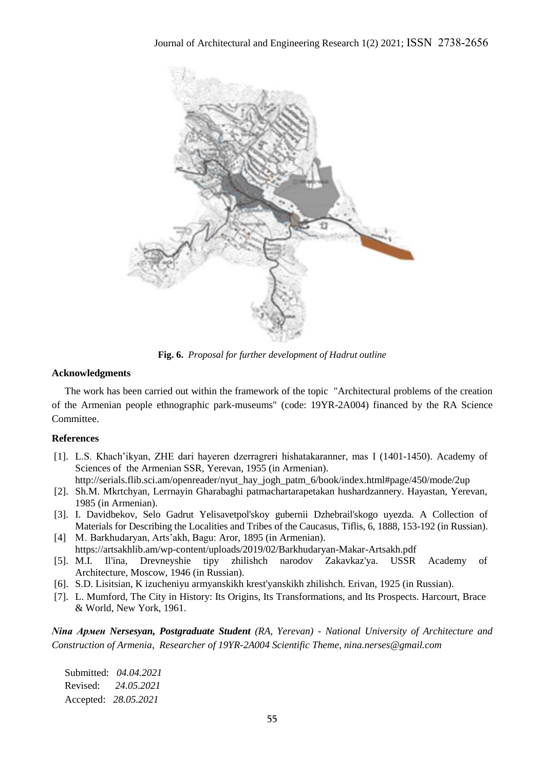**Fig. 6.** *Proposal for further development of Hadrut outline*

### Acknowledgments

The work has been carried out within the framework of the topic "Architectural problems of the creation of the Armenian people ethnographic park-museums" (code: 19YR-2A004) financed by the RA Science Committee.

### References

[1]. L.S. Khach'ikyan, ZHE dari hayeren dzerragreri hishatakaranner, mas I (1401-1450). Academy of Sciences of the Armenian SSR, Yerevan, 1955 (in Armenian). http://serials.flib.sci.am/openreader/nyut_hay_jogh_patm_6/book/index.html#page/450/mode/2up

[2]. Sh.M. Mkrtchyan, Lerrnayin Gharabaghi patmachartarapetakan hushardzannery. Hayastan, Yerevan, 1985 (in Armenian).

[3]. I. Davidbekov, Selo Gadrut Yelisavetpol'skoy gubernii Dzhebrail'skogo uyezda. A Collection of Materials for Describing the Localities and Tribes of the Caucasus, Tiflis, 6, 1888, 153-192 (in Russian).

[4] M. Barkhudaryan, Arts'akh, Bagu: Aror, 1895 (in Armenian). https://artsakhlib.am/wp-content/uploads/2019/02/Barkhudaryan-Makar-Artsakh.pdf

[5]. M.I. Il'ina, Drevneyshie tipy zhilishch narodov Zakavkaz'ya. USSR Academy of Architecture, Moscow, 1946 (in Russian).

[6]. S.D. Lisitsian, K izucheniyu armyanskikh krest'yanskikh zhilishch. Erivan, 1925 (in Russian).

[7]. L. Mumford, The City in History: Its Origins, Its Transformations, and Its Prospects. Harcourt, Brace & World, New York, 1961.

***Nina Армен Nersesyan, Postgraduate Student*** *(RA, Yerevan) - National University of Architecture and Construction of Armenia, Researcher of 19YR-2A004 Scientific Theme, nina.nerses@gmail.com*

Submitted: *04.04.2021*
Revised: *24.05.2021*
Accepted: *28.05.2021*